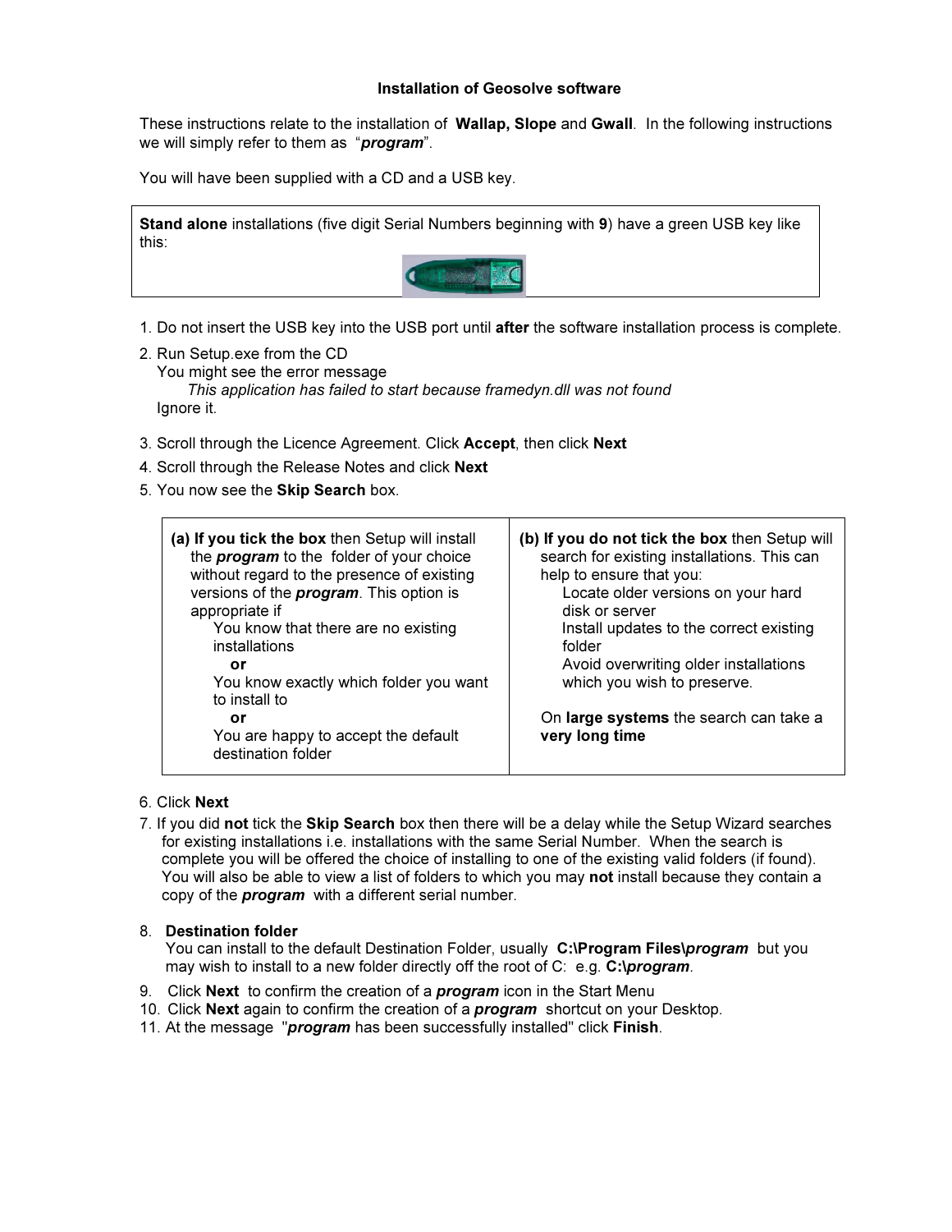# Installation of Geosolve software

These instructions relate to the installation of **Wallap, Slope** and **Gwall**. In the following instructions we will simply refer to them as "***program***".

You will have been supplied with a CD and a USB key.

| **Stand alone** installations (five digit Serial Numbers beginning with **9**) have a green USB key like this: |
|---|

1. Do not insert the USB key into the USB port until **after** the software installation process is complete.
2. Run Setup.exe from the CD
   You might see the error message
   *This application has failed to start because framedyn.dll was not found*
   Ignore it.
3. Scroll through the Licence Agreement. Click **Accept**, then click **Next**
4. Scroll through the Release Notes and click **Next**
5. You now see the **Skip Search** box.

| **(a) If you tick the box** then Setup will install the ***program*** to the folder of your choice without regard to the presence of existing versions of the ***program***. This option is appropriate if<br>You know that there are no existing installations<br>**or**<br>You know exactly which folder you want to install to<br>**or**<br>You are happy to accept the default destination folder | **(b) If you do not tick the box** then Setup will search for existing installations. This can help to ensure that you:<br>Locate older versions on your hard disk or server<br>Install updates to the correct existing folder<br>Avoid overwriting older installations which you wish to preserve.<br><br>On **large systems** the search can take a **very long time** |
|---|---|

6. Click **Next**
7. If you did **not** tick the **Skip Search** box then there will be a delay while the Setup Wizard searches for existing installations i.e. installations with the same Serial Number. When the search is complete you will be offered the choice of installing to one of the existing valid folders (if found). You will also be able to view a list of folders to which you may **not** install because they contain a copy of the ***program*** with a different serial number.
8. **Destination folder**
   You can install to the default Destination Folder, usually **C:\Program Files\\*program*** but you may wish to install to a new folder directly off the root of C: e.g. **C:\\*program***.
9. Click **Next** to confirm the creation of a ***program*** icon in the Start Menu
10. Click **Next** again to confirm the creation of a ***program*** shortcut on your Desktop.
11. At the message "***program*** has been successfully installed" click **Finish**.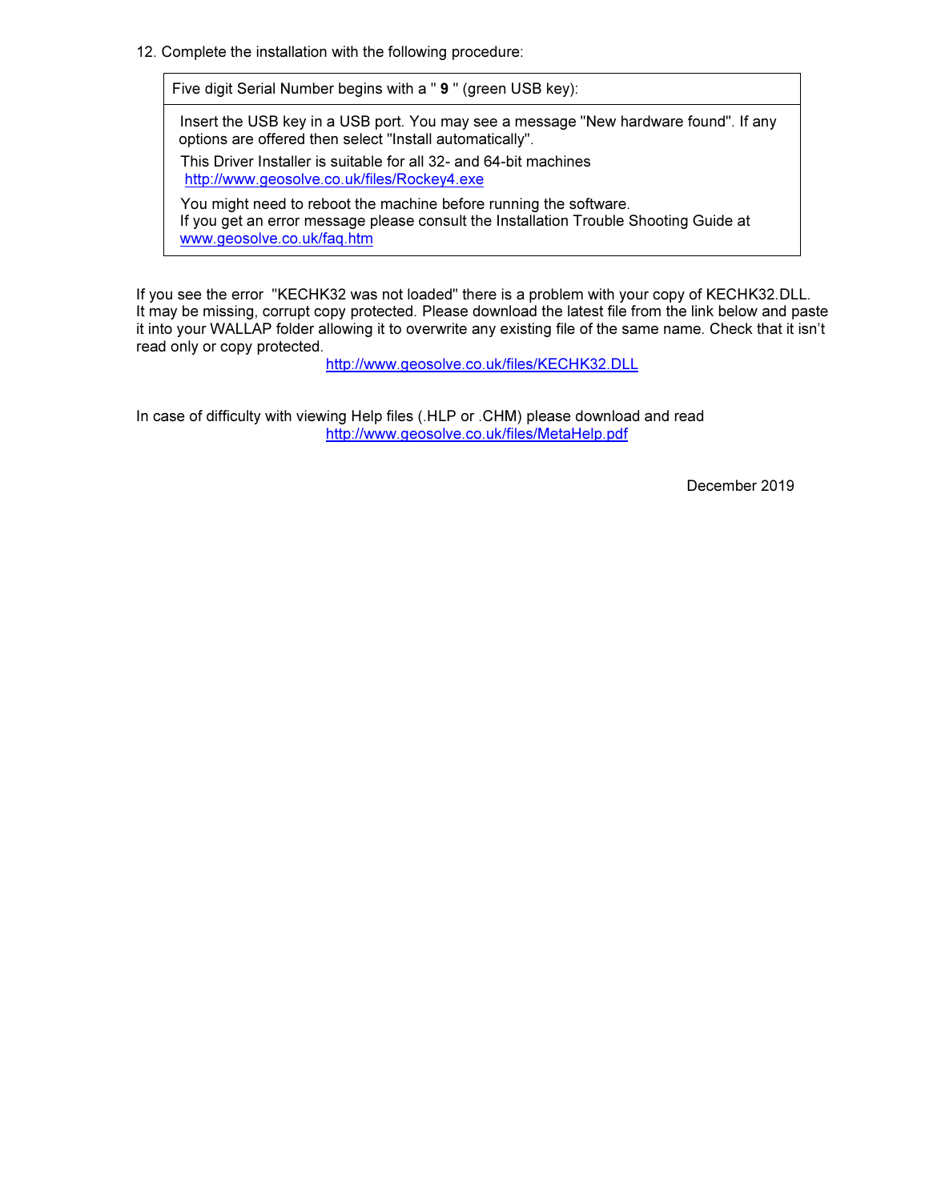12. Complete the installation with the following procedure:

| Five digit Serial Number begins with a " **9** " (green USB key): |
| --- |
| Insert the USB key in a USB port. You may see a message "New hardware found". If any options are offered then select "Install automatically".<br>This Driver Installer is suitable for all 32- and 64-bit machines<br>http://www.geosolve.co.uk/files/Rockey4.exe<br>You might need to reboot the machine before running the software.<br>If you get an error message please consult the Installation Trouble Shooting Guide at www.geosolve.co.uk/faq.htm |

If you see the error "KECHK32 was not loaded" there is a problem with your copy of KECHK32.DLL. It may be missing, corrupt copy protected. Please download the latest file from the link below and paste it into your WALLAP folder allowing it to overwrite any existing file of the same name. Check that it isn't read only or copy protected.

http://www.geosolve.co.uk/files/KECHK32.DLL

In case of difficulty with viewing Help files (.HLP or .CHM) please download and read

http://www.geosolve.co.uk/files/MetaHelp.pdf

December 2019